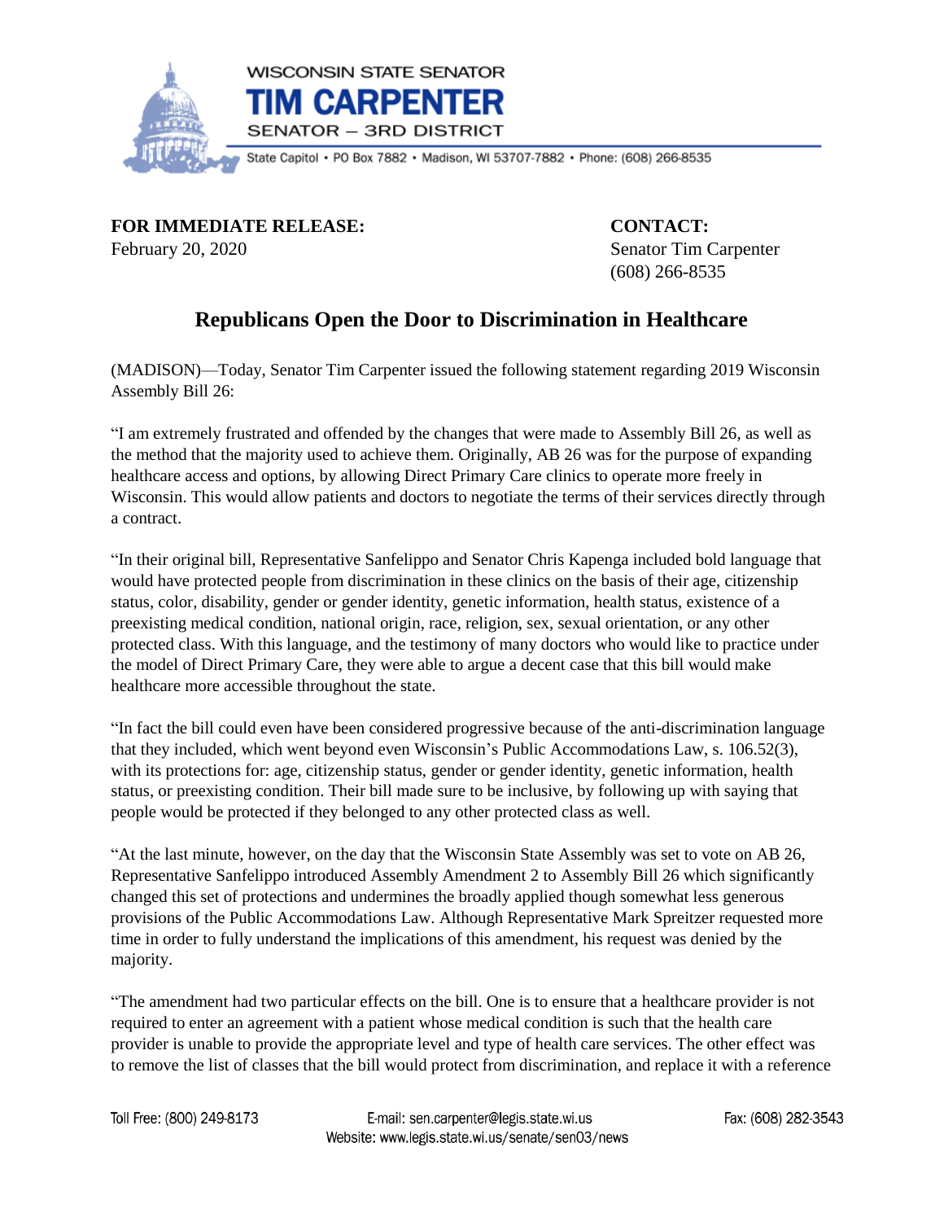WISCONSIN STATE SENATOR
**TIM CARPENTER**
SENATOR – 3RD DISTRICT

State Capitol • PO Box 7882 • Madison, WI 53707-7882 • Phone: (608) 266-8535

**FOR IMMEDIATE RELEASE:**
February 20, 2020

**CONTACT:**
Senator Tim Carpenter
(608) 266-8535

## Republicans Open the Door to Discrimination in Healthcare

(MADISON)—Today, Senator Tim Carpenter issued the following statement regarding 2019 Wisconsin Assembly Bill 26:

"I am extremely frustrated and offended by the changes that were made to Assembly Bill 26, as well as the method that the majority used to achieve them. Originally, AB 26 was for the purpose of expanding healthcare access and options, by allowing Direct Primary Care clinics to operate more freely in Wisconsin. This would allow patients and doctors to negotiate the terms of their services directly through a contract.

"In their original bill, Representative Sanfelippo and Senator Chris Kapenga included bold language that would have protected people from discrimination in these clinics on the basis of their age, citizenship status, color, disability, gender or gender identity, genetic information, health status, existence of a preexisting medical condition, national origin, race, religion, sex, sexual orientation, or any other protected class. With this language, and the testimony of many doctors who would like to practice under the model of Direct Primary Care, they were able to argue a decent case that this bill would make healthcare more accessible throughout the state.

"In fact the bill could even have been considered progressive because of the anti-discrimination language that they included, which went beyond even Wisconsin's Public Accommodations Law, s. 106.52(3), with its protections for: age, citizenship status, gender or gender identity, genetic information, health status, or preexisting condition. Their bill made sure to be inclusive, by following up with saying that people would be protected if they belonged to any other protected class as well.

"At the last minute, however, on the day that the Wisconsin State Assembly was set to vote on AB 26, Representative Sanfelippo introduced Assembly Amendment 2 to Assembly Bill 26 which significantly changed this set of protections and undermines the broadly applied though somewhat less generous provisions of the Public Accommodations Law. Although Representative Mark Spreitzer requested more time in order to fully understand the implications of this amendment, his request was denied by the majority.

"The amendment had two particular effects on the bill. One is to ensure that a healthcare provider is not required to enter an agreement with a patient whose medical condition is such that the health care provider is unable to provide the appropriate level and type of health care services. The other effect was to remove the list of classes that the bill would protect from discrimination, and replace it with a reference

Toll Free: (800) 249-8173 E-mail: sen.carpenter@legis.state.wi.us Website: www.legis.state.wi.us/senate/sen03/news Fax: (608) 282-3543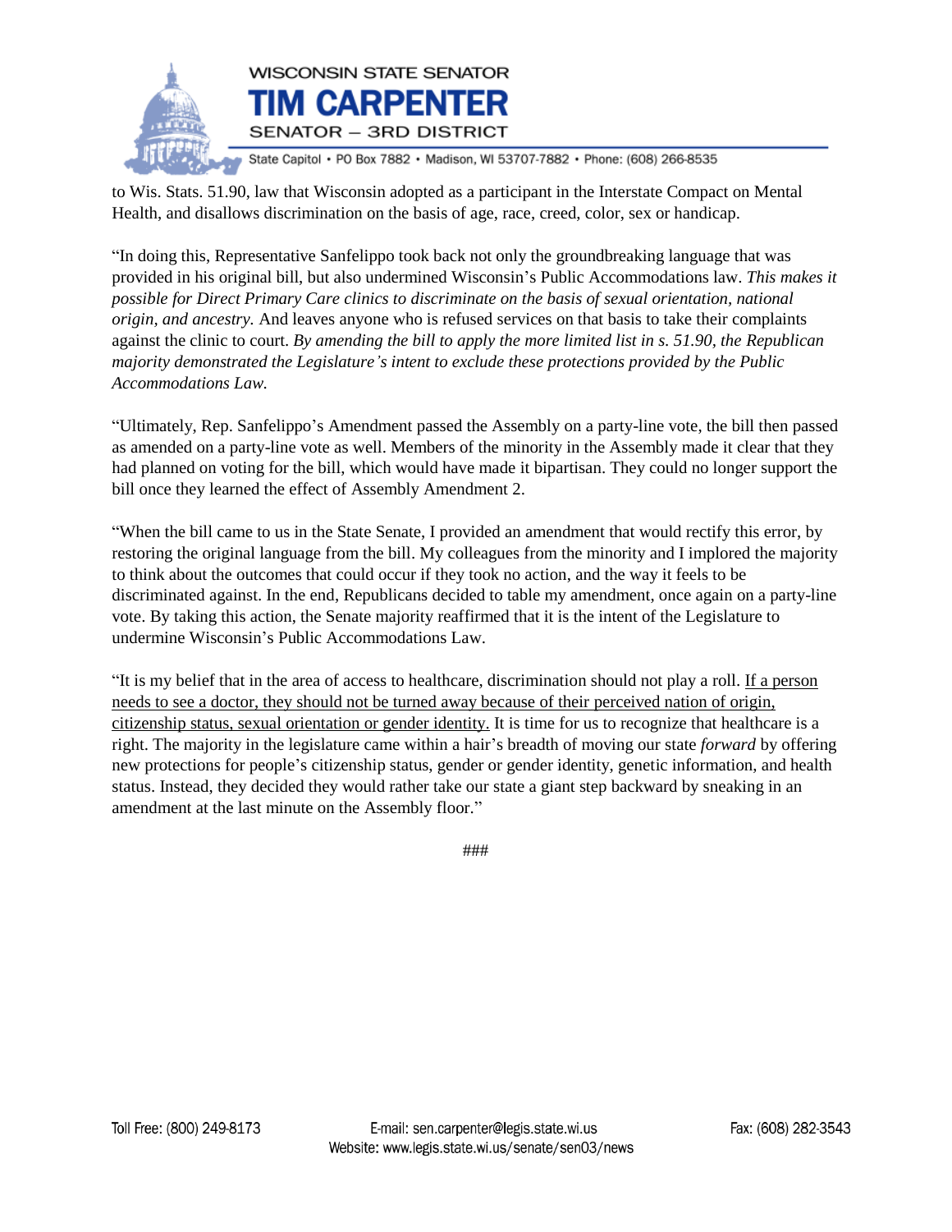to Wis. Stats. 51.90, law that Wisconsin adopted as a participant in the Interstate Compact on Mental Health, and disallows discrimination on the basis of age, race, creed, color, sex or handicap.

"In doing this, Representative Sanfelippo took back not only the groundbreaking language that was provided in his original bill, but also undermined Wisconsin's Public Accommodations law. *This makes it possible for Direct Primary Care clinics to discriminate on the basis of sexual orientation, national origin, and ancestry.* And leaves anyone who is refused services on that basis to take their complaints against the clinic to court. *By amending the bill to apply the more limited list in s. 51.90, the Republican majority demonstrated the Legislature's intent to exclude these protections provided by the Public Accommodations Law.*

"Ultimately, Rep. Sanfelippo's Amendment passed the Assembly on a party-line vote, the bill then passed as amended on a party-line vote as well. Members of the minority in the Assembly made it clear that they had planned on voting for the bill, which would have made it bipartisan. They could no longer support the bill once they learned the effect of Assembly Amendment 2.

"When the bill came to us in the State Senate, I provided an amendment that would rectify this error, by restoring the original language from the bill. My colleagues from the minority and I implored the majority to think about the outcomes that could occur if they took no action, and the way it feels to be discriminated against. In the end, Republicans decided to table my amendment, once again on a party-line vote. By taking this action, the Senate majority reaffirmed that it is the intent of the Legislature to undermine Wisconsin's Public Accommodations Law.

"It is my belief that in the area of access to healthcare, discrimination should not play a roll. <u>If a person needs to see a doctor, they should not be turned away because of their perceived nation of origin, citizenship status, sexual orientation or gender identity.</u> It is time for us to recognize that healthcare is a right. The majority in the legislature came within a hair's breadth of moving our state *forward* by offering new protections for people's citizenship status, gender or gender identity, genetic information, and health status. Instead, they decided they would rather take our state a giant step backward by sneaking in an amendment at the last minute on the Assembly floor."

###